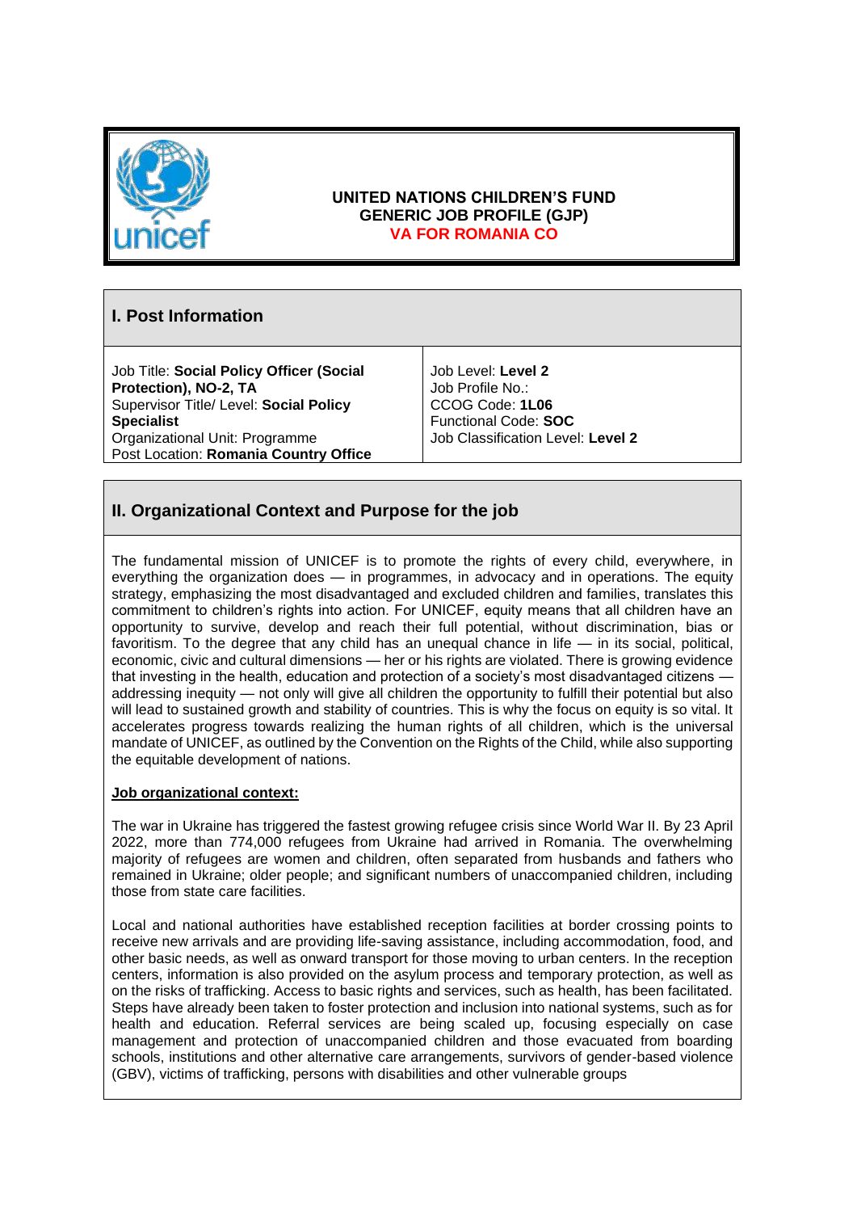**UNITED NATIONS CHILDREN'S FUND**
**GENERIC JOB PROFILE (GJP)**
**VA FOR ROMANIA CO**

## I. Post Information

| | |
|---|---|
| Job Title: **Social Policy Officer (Social Protection), NO-2, TA**<br>Supervisor Title/ Level: **Social Policy Specialist**<br>Organizational Unit: Programme<br>Post Location: **Romania Country Office** | Job Level: **Level 2**<br>Job Profile No.:<br>CCOG Code: **1L06**<br>Functional Code: **SOC**<br>Job Classification Level: **Level 2** |

## II. Organizational Context and Purpose for the job

The fundamental mission of UNICEF is to promote the rights of every child, everywhere, in everything the organization does — in programmes, in advocacy and in operations. The equity strategy, emphasizing the most disadvantaged and excluded children and families, translates this commitment to children's rights into action. For UNICEF, equity means that all children have an opportunity to survive, develop and reach their full potential, without discrimination, bias or favoritism. To the degree that any child has an unequal chance in life — in its social, political, economic, civic and cultural dimensions — her or his rights are violated. There is growing evidence that investing in the health, education and protection of a society's most disadvantaged citizens — addressing inequity — not only will give all children the opportunity to fulfill their potential but also will lead to sustained growth and stability of countries. This is why the focus on equity is so vital. It accelerates progress towards realizing the human rights of all children, which is the universal mandate of UNICEF, as outlined by the Convention on the Rights of the Child, while also supporting the equitable development of nations.

**Job organizational context:**

The war in Ukraine has triggered the fastest growing refugee crisis since World War II. By 23 April 2022, more than 774,000 refugees from Ukraine had arrived in Romania. The overwhelming majority of refugees are women and children, often separated from husbands and fathers who remained in Ukraine; older people; and significant numbers of unaccompanied children, including those from state care facilities.

Local and national authorities have established reception facilities at border crossing points to receive new arrivals and are providing life-saving assistance, including accommodation, food, and other basic needs, as well as onward transport for those moving to urban centers. In the reception centers, information is also provided on the asylum process and temporary protection, as well as on the risks of trafficking. Access to basic rights and services, such as health, has been facilitated. Steps have already been taken to foster protection and inclusion into national systems, such as for health and education. Referral services are being scaled up, focusing especially on case management and protection of unaccompanied children and those evacuated from boarding schools, institutions and other alternative care arrangements, survivors of gender-based violence (GBV), victims of trafficking, persons with disabilities and other vulnerable groups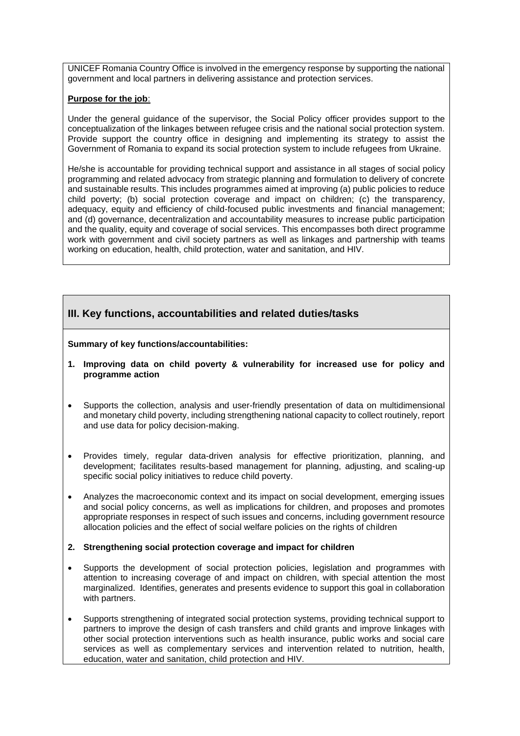UNICEF Romania Country Office is involved in the emergency response by supporting the national government and local partners in delivering assistance and protection services.

**Purpose for the job**:

Under the general guidance of the supervisor, the Social Policy officer provides support to the conceptualization of the linkages between refugee crisis and the national social protection system. Provide support the country office in designing and implementing its strategy to assist the Government of Romania to expand its social protection system to include refugees from Ukraine.

He/she is accountable for providing technical support and assistance in all stages of social policy programming and related advocacy from strategic planning and formulation to delivery of concrete and sustainable results. This includes programmes aimed at improving (a) public policies to reduce child poverty; (b) social protection coverage and impact on children; (c) the transparency, adequacy, equity and efficiency of child-focused public investments and financial management; and (d) governance, decentralization and accountability measures to increase public participation and the quality, equity and coverage of social services. This encompasses both direct programme work with government and civil society partners as well as linkages and partnership with teams working on education, health, child protection, water and sanitation, and HIV.

## III. Key functions, accountabilities and related duties/tasks

**Summary of key functions/accountabilities:**

1. **Improving data on child poverty & vulnerability for increased use for policy and programme action**

- Supports the collection, analysis and user-friendly presentation of data on multidimensional and monetary child poverty, including strengthening national capacity to collect routinely, report and use data for policy decision-making.
- Provides timely, regular data-driven analysis for effective prioritization, planning, and development; facilitates results-based management for planning, adjusting, and scaling-up specific social policy initiatives to reduce child poverty.
- Analyzes the macroeconomic context and its impact on social development, emerging issues and social policy concerns, as well as implications for children, and proposes and promotes appropriate responses in respect of such issues and concerns, including government resource allocation policies and the effect of social welfare policies on the rights of children

2. **Strengthening social protection coverage and impact for children**

- Supports the development of social protection policies, legislation and programmes with attention to increasing coverage of and impact on children, with special attention the most marginalized. Identifies, generates and presents evidence to support this goal in collaboration with partners.
- Supports strengthening of integrated social protection systems, providing technical support to partners to improve the design of cash transfers and child grants and improve linkages with other social protection interventions such as health insurance, public works and social care services as well as complementary services and intervention related to nutrition, health, education, water and sanitation, child protection and HIV.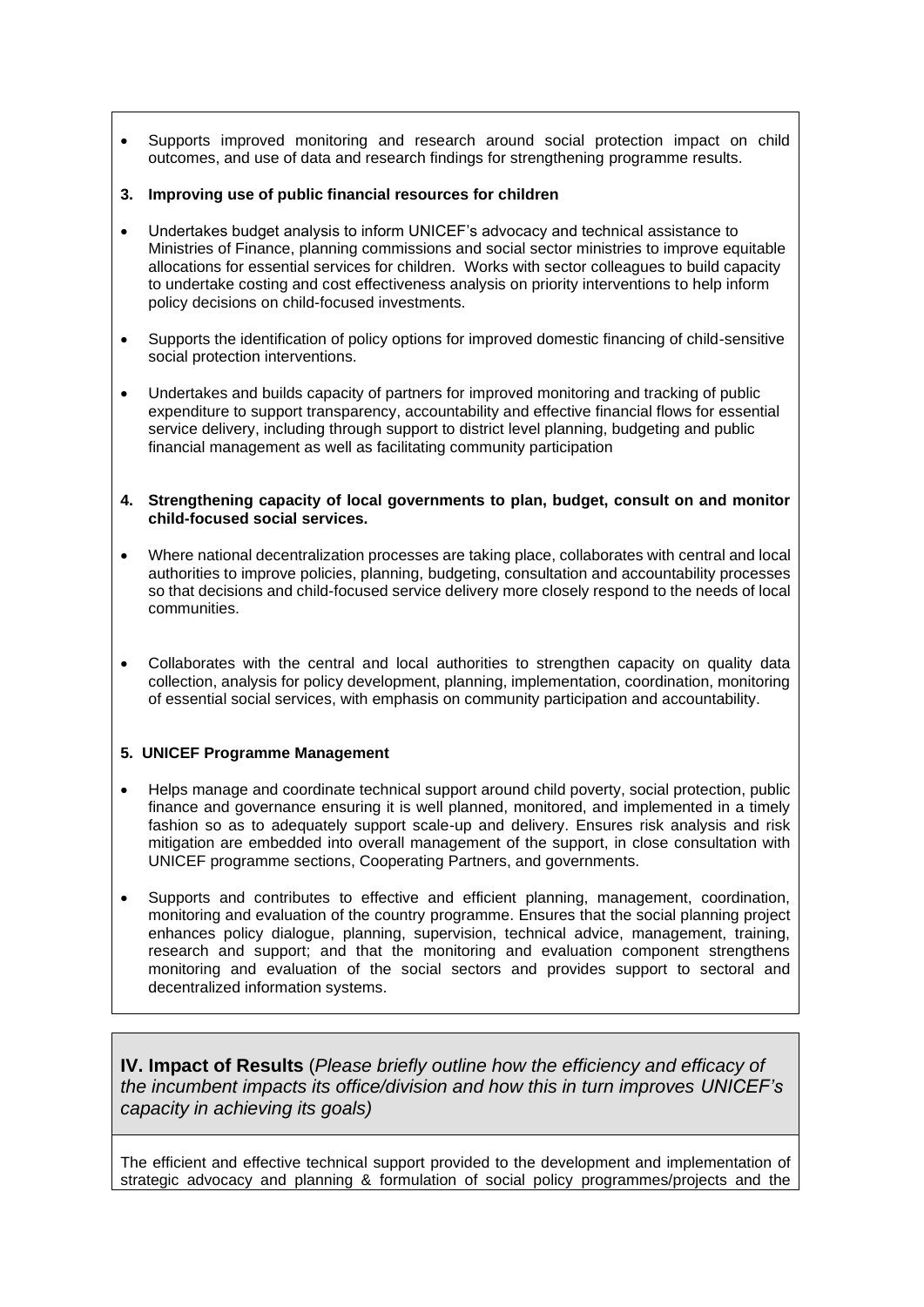- Supports improved monitoring and research around social protection impact on child outcomes, and use of data and research findings for strengthening programme results.

**3. Improving use of public financial resources for children**

- Undertakes budget analysis to inform UNICEF's advocacy and technical assistance to Ministries of Finance, planning commissions and social sector ministries to improve equitable allocations for essential services for children. Works with sector colleagues to build capacity to undertake costing and cost effectiveness analysis on priority interventions to help inform policy decisions on child-focused investments.

- Supports the identification of policy options for improved domestic financing of child-sensitive social protection interventions.

- Undertakes and builds capacity of partners for improved monitoring and tracking of public expenditure to support transparency, accountability and effective financial flows for essential service delivery, including through support to district level planning, budgeting and public financial management as well as facilitating community participation

**4. Strengthening capacity of local governments to plan, budget, consult on and monitor child-focused social services.**

- Where national decentralization processes are taking place, collaborates with central and local authorities to improve policies, planning, budgeting, consultation and accountability processes so that decisions and child-focused service delivery more closely respond to the needs of local communities.

- Collaborates with the central and local authorities to strengthen capacity on quality data collection, analysis for policy development, planning, implementation, coordination, monitoring of essential social services, with emphasis on community participation and accountability.

**5. UNICEF Programme Management**

- Helps manage and coordinate technical support around child poverty, social protection, public finance and governance ensuring it is well planned, monitored, and implemented in a timely fashion so as to adequately support scale-up and delivery. Ensures risk analysis and risk mitigation are embedded into overall management of the support, in close consultation with UNICEF programme sections, Cooperating Partners, and governments.

- Supports and contributes to effective and efficient planning, management, coordination, monitoring and evaluation of the country programme. Ensures that the social planning project enhances policy dialogue, planning, supervision, technical advice, management, training, research and support; and that the monitoring and evaluation component strengthens monitoring and evaluation of the social sectors and provides support to sectoral and decentralized information systems.

## IV. Impact of Results (*Please briefly outline how the efficiency and efficacy of the incumbent impacts its office/division and how this in turn improves UNICEF's capacity in achieving its goals*)

The efficient and effective technical support provided to the development and implementation of strategic advocacy and planning & formulation of social policy programmes/projects and the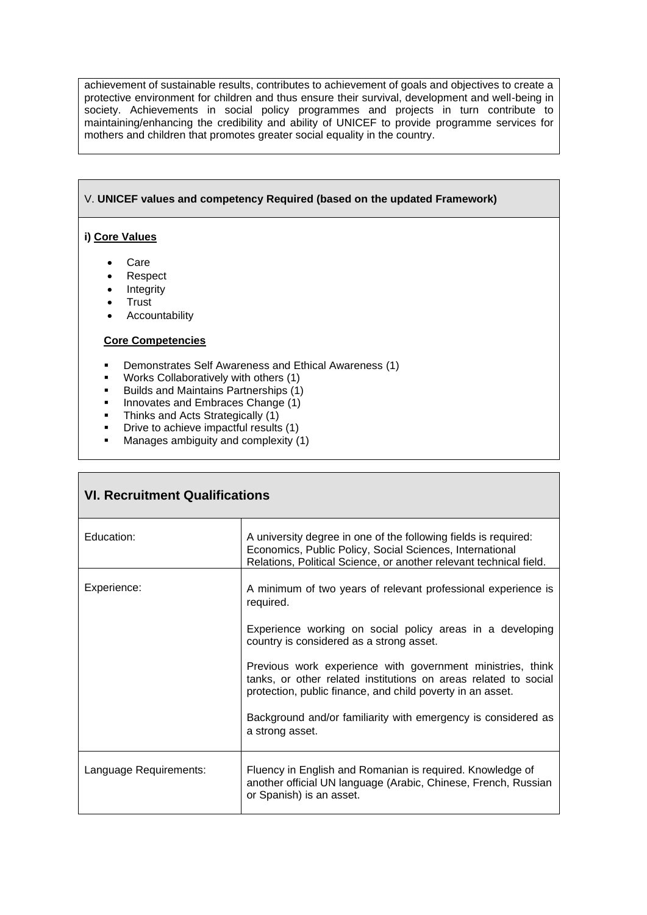achievement of sustainable results, contributes to achievement of goals and objectives to create a protective environment for children and thus ensure their survival, development and well-being in society. Achievements in social policy programmes and projects in turn contribute to maintaining/enhancing the credibility and ability of UNICEF to provide programme services for mothers and children that promotes greater social equality in the country.

## V. UNICEF values and competency Required (based on the updated Framework)

**i) Core Values**

- Care
- Respect
- Integrity
- Trust
- Accountability

**Core Competencies**

- Demonstrates Self Awareness and Ethical Awareness (1)
- Works Collaboratively with others (1)
- Builds and Maintains Partnerships (1)
- Innovates and Embraces Change (1)
- Thinks and Acts Strategically (1)
- Drive to achieve impactful results (1)
- Manages ambiguity and complexity (1)

## VI. Recruitment Qualifications

| | |
|---|---|
| Education: | A university degree in one of the following fields is required: Economics, Public Policy, Social Sciences, International Relations, Political Science, or another relevant technical field. |
| Experience: | A minimum of two years of relevant professional experience is required.<br><br>Experience working on social policy areas in a developing country is considered as a strong asset.<br><br>Previous work experience with government ministries, think tanks, or other related institutions on areas related to social protection, public finance, and child poverty in an asset.<br><br>Background and/or familiarity with emergency is considered as a strong asset. |
| Language Requirements: | Fluency in English and Romanian is required. Knowledge of another official UN language (Arabic, Chinese, French, Russian or Spanish) is an asset. |